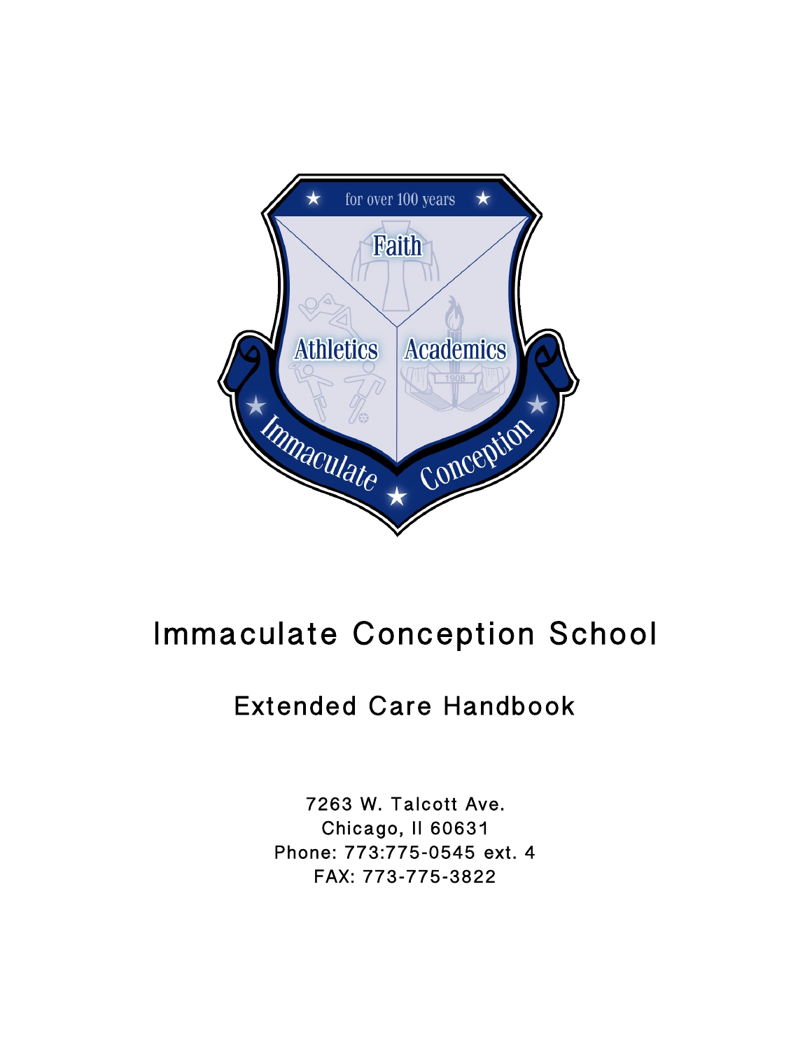# Immaculate Conception School

## Extended Care Handbook

7263 W. Talcott Ave.
Chicago, Il 60631
Phone: 773:775-0545 ext. 4
FAX: 773-775-3822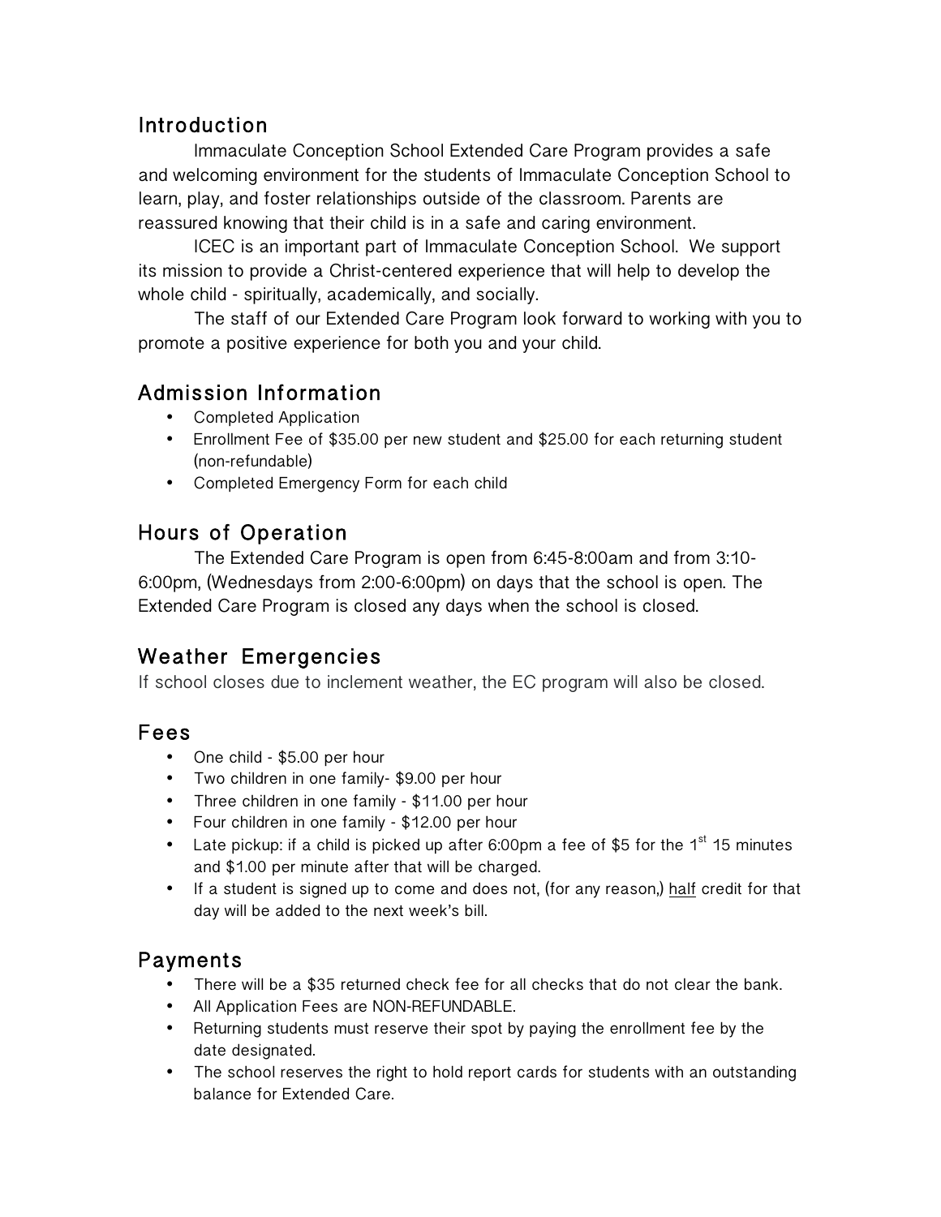## Introduction

Immaculate Conception School Extended Care Program provides a safe and welcoming environment for the students of Immaculate Conception School to learn, play, and foster relationships outside of the classroom. Parents are reassured knowing that their child is in a safe and caring environment.

ICEC is an important part of Immaculate Conception School. We support its mission to provide a Christ-centered experience that will help to develop the whole child - spiritually, academically, and socially.

The staff of our Extended Care Program look forward to working with you to promote a positive experience for both you and your child.

## Admission Information

- Completed Application
- Enrollment Fee of $35.00 per new student and $25.00 for each returning student (non-refundable)
- Completed Emergency Form for each child

## Hours of Operation

The Extended Care Program is open from 6:45-8:00am and from 3:10-6:00pm, (Wednesdays from 2:00-6:00pm) on days that the school is open. The Extended Care Program is closed any days when the school is closed.

## Weather Emergencies

If school closes due to inclement weather, the EC program will also be closed.

## Fees

- One child - $5.00 per hour
- Two children in one family- $9.00 per hour
- Three children in one family - $11.00 per hour
- Four children in one family - $12.00 per hour
- Late pickup: if a child is picked up after 6:00pm a fee of $5 for the 1st 15 minutes and $1.00 per minute after that will be charged.
- If a student is signed up to come and does not, (for any reason,) half credit for that day will be added to the next week's bill.

## Payments

- There will be a $35 returned check fee for all checks that do not clear the bank.
- All Application Fees are NON-REFUNDABLE.
- Returning students must reserve their spot by paying the enrollment fee by the date designated.
- The school reserves the right to hold report cards for students with an outstanding balance for Extended Care.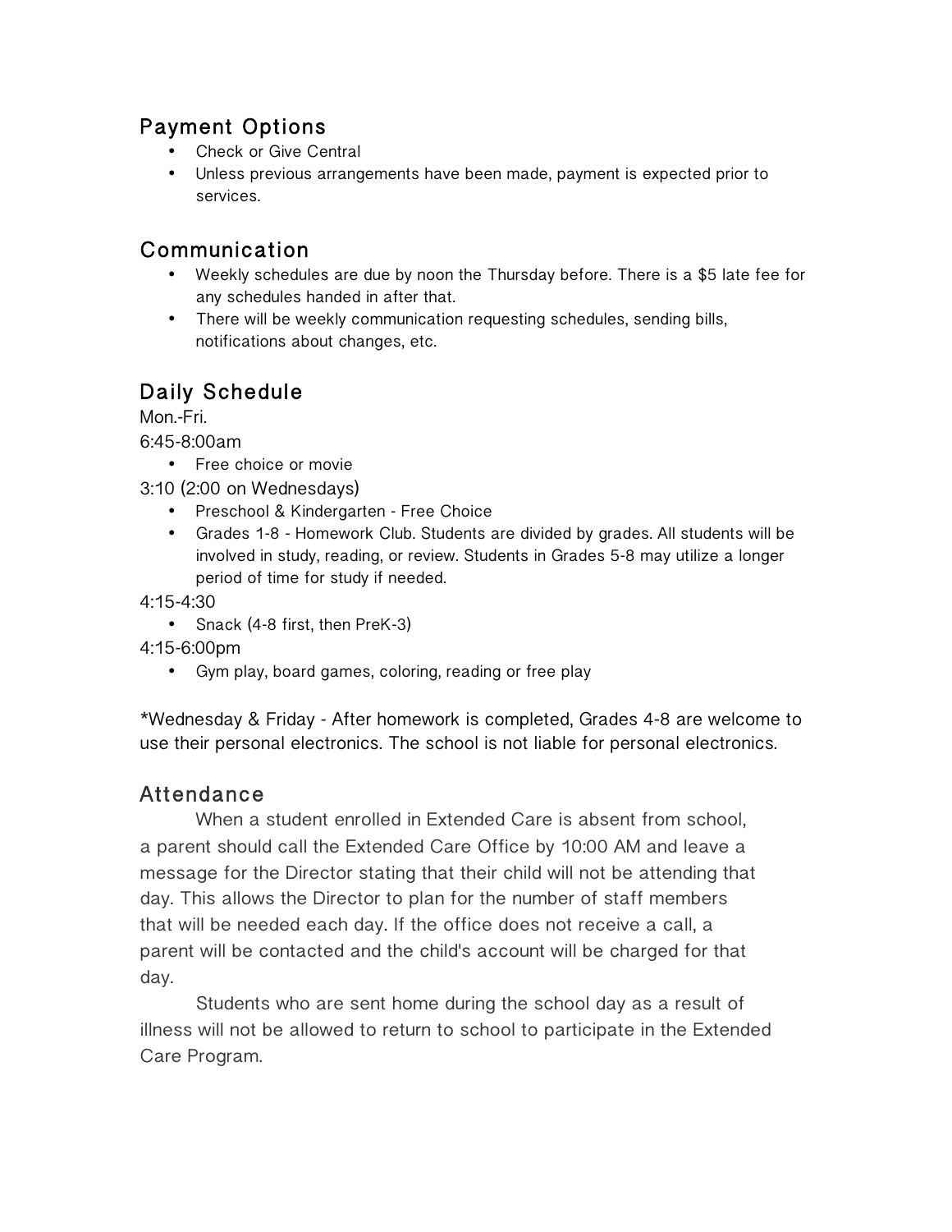## Payment Options

- Check or Give Central
- Unless previous arrangements have been made, payment is expected prior to services.

## Communication

- Weekly schedules are due by noon the Thursday before. There is a $5 late fee for any schedules handed in after that.
- There will be weekly communication requesting schedules, sending bills, notifications about changes, etc.

## Daily Schedule

Mon.-Fri.

6:45-8:00am

- Free choice or movie

3:10 (2:00 on Wednesdays)

- Preschool & Kindergarten - Free Choice
- Grades 1-8 - Homework Club. Students are divided by grades. All students will be involved in study, reading, or review. Students in Grades 5-8 may utilize a longer period of time for study if needed.

4:15-4:30

- Snack (4-8 first, then PreK-3)

4:15-6:00pm

- Gym play, board games, coloring, reading or free play

*Wednesday & Friday - After homework is completed, Grades 4-8 are welcome to use their personal electronics. The school is not liable for personal electronics.

## Attendance

When a student enrolled in Extended Care is absent from school, a parent should call the Extended Care Office by 10:00 AM and leave a message for the Director stating that their child will not be attending that day. This allows the Director to plan for the number of staff members that will be needed each day. If the office does not receive a call, a parent will be contacted and the child's account will be charged for that day.

Students who are sent home during the school day as a result of illness will not be allowed to return to school to participate in the Extended Care Program.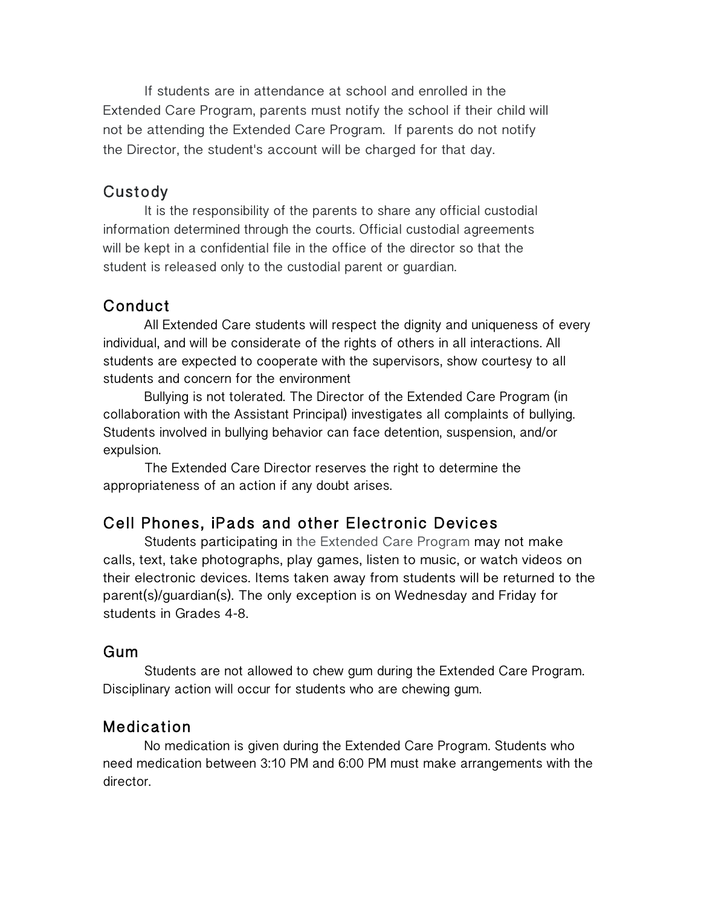If students are in attendance at school and enrolled in the Extended Care Program, parents must notify the school if their child will not be attending the Extended Care Program. If parents do not notify the Director, the student's account will be charged for that day.

## Custody

It is the responsibility of the parents to share any official custodial information determined through the courts. Official custodial agreements will be kept in a confidential file in the office of the director so that the student is released only to the custodial parent or guardian.

## Conduct

All Extended Care students will respect the dignity and uniqueness of every individual, and will be considerate of the rights of others in all interactions. All students are expected to cooperate with the supervisors, show courtesy to all students and concern for the environment

Bullying is not tolerated. The Director of the Extended Care Program (in collaboration with the Assistant Principal) investigates all complaints of bullying. Students involved in bullying behavior can face detention, suspension, and/or expulsion.

The Extended Care Director reserves the right to determine the appropriateness of an action if any doubt arises.

## Cell Phones, iPads and other Electronic Devices

Students participating in the Extended Care Program may not make calls, text, take photographs, play games, listen to music, or watch videos on their electronic devices. Items taken away from students will be returned to the parent(s)/guardian(s). The only exception is on Wednesday and Friday for students in Grades 4-8.

## Gum

Students are not allowed to chew gum during the Extended Care Program. Disciplinary action will occur for students who are chewing gum.

## Medication

No medication is given during the Extended Care Program. Students who need medication between 3:10 PM and 6:00 PM must make arrangements with the director.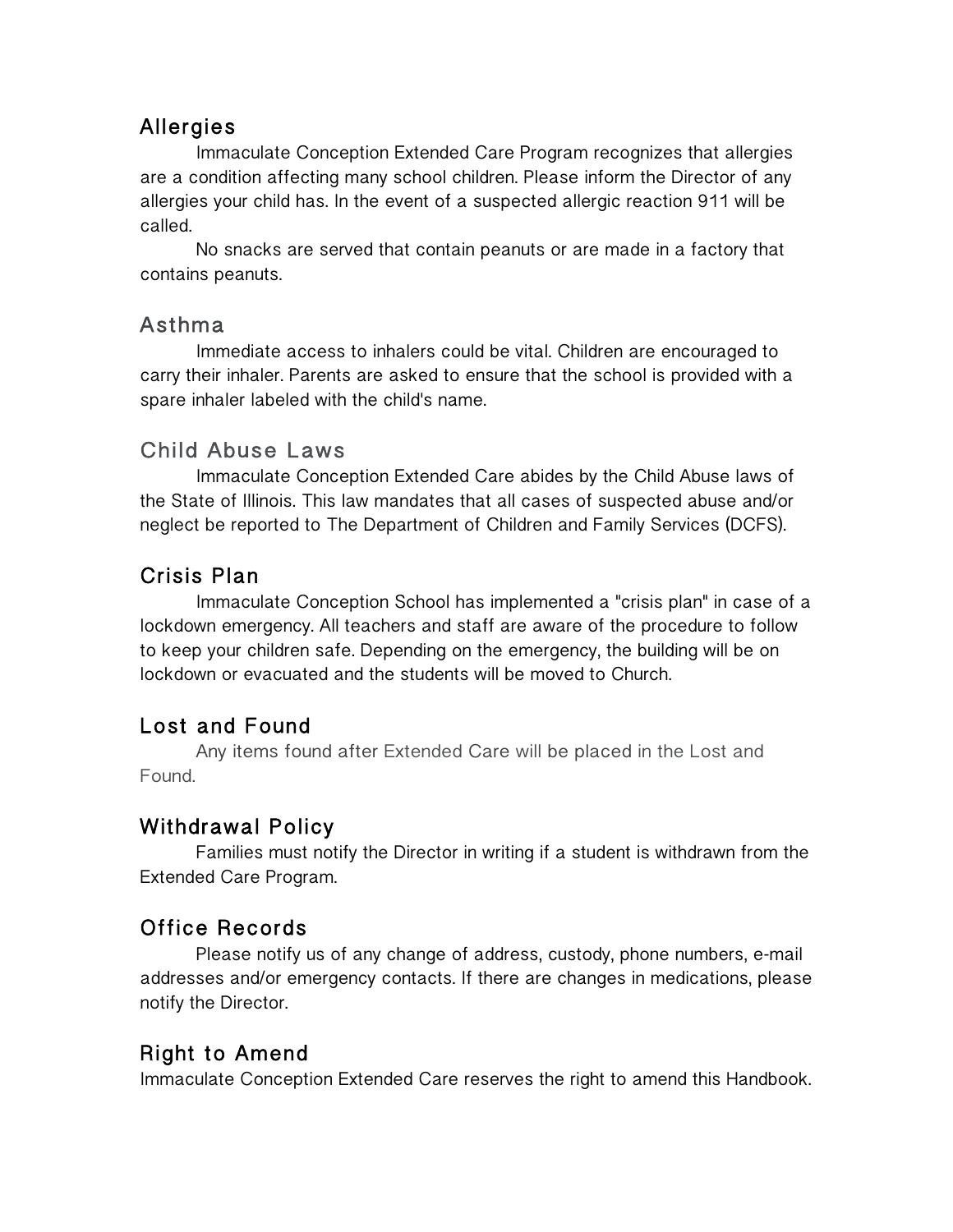## Allergies

Immaculate Conception Extended Care Program recognizes that allergies are a condition affecting many school children. Please inform the Director of any allergies your child has. In the event of a suspected allergic reaction 911 will be called.

No snacks are served that contain peanuts or are made in a factory that contains peanuts.

## Asthma

Immediate access to inhalers could be vital. Children are encouraged to carry their inhaler. Parents are asked to ensure that the school is provided with a spare inhaler labeled with the child's name.

## Child Abuse Laws

Immaculate Conception Extended Care abides by the Child Abuse laws of the State of Illinois. This law mandates that all cases of suspected abuse and/or neglect be reported to The Department of Children and Family Services (DCFS).

## Crisis Plan

Immaculate Conception School has implemented a "crisis plan" in case of a lockdown emergency. All teachers and staff are aware of the procedure to follow to keep your children safe. Depending on the emergency, the building will be on lockdown or evacuated and the students will be moved to Church.

## Lost and Found

Any items found after Extended Care will be placed in the Lost and Found.

## Withdrawal Policy

Families must notify the Director in writing if a student is withdrawn from the Extended Care Program.

## Office Records

Please notify us of any change of address, custody, phone numbers, e-mail addresses and/or emergency contacts. If there are changes in medications, please notify the Director.

## Right to Amend

Immaculate Conception Extended Care reserves the right to amend this Handbook.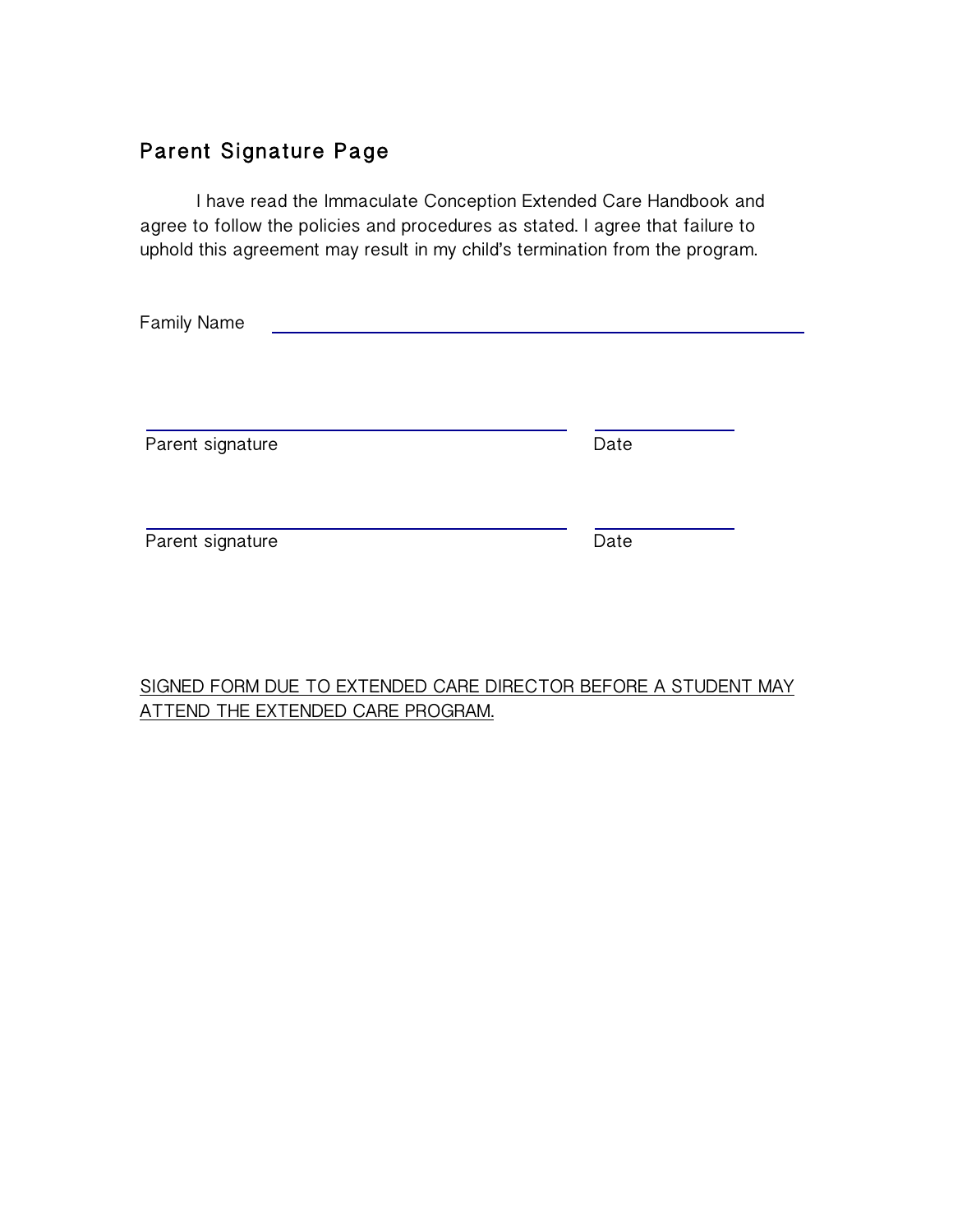## Parent Signature Page

I have read the Immaculate Conception Extended Care Handbook and agree to follow the policies and procedures as stated. I agree that failure to uphold this agreement may result in my child's termination from the program.

Family Name \_\_\_\_\_\_\_\_\_\_\_\_\_\_\_\_\_\_\_\_\_\_\_\_\_\_\_\_\_\_\_\_\_\_\_\_\_\_\_\_\_\_\_\_

\_\_\_\_\_\_\_\_\_\_\_\_\_\_\_\_\_\_\_\_\_\_\_\_\_\_\_\_\_\_\_\_\_\_\_\_ \_\_\_\_\_\_\_\_\_\_\_\_
Parent signature Date

\_\_\_\_\_\_\_\_\_\_\_\_\_\_\_\_\_\_\_\_\_\_\_\_\_\_\_\_\_\_\_\_\_\_\_\_ \_\_\_\_\_\_\_\_\_\_\_\_
Parent signature Date

<u>SIGNED FORM DUE TO EXTENDED CARE DIRECTOR BEFORE A STUDENT MAY ATTEND THE EXTENDED CARE PROGRAM.</u>